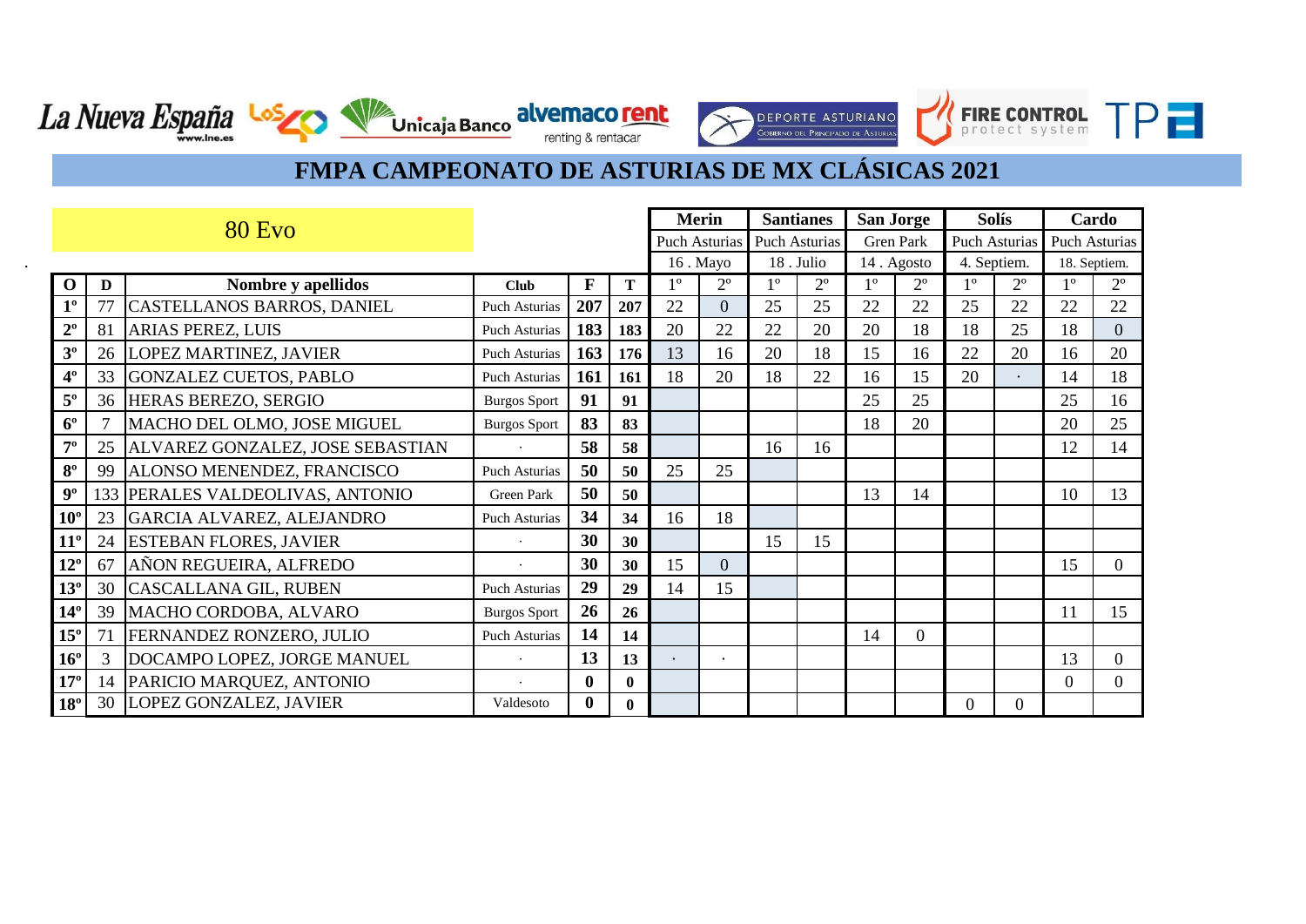# FMPA CAMPEONATO DE ASTURIAS DE MX CLÁSICAS 2021

## 80 Evo

| | | | | | | Merin | | Santianes | | San Jorge | | Solís | | Cardo | |
|---|---|---|---|---|---|---|---|---|---|---|---|---|---|---|---|
| | | | | | | Puch Asturias | | Puch Asturias | | Gren Park | | Puch Asturias | | Puch Asturias | |
| | | | | | | 16 . Mayo | | 18 . Julio | | 14 . Agosto | | 4. Septiem. | | 18. Septiem. | |
| **O** | **D** | **Nombre y apellidos** | **Club** | **F** | **T** | 1º | 2º | 1º | 2º | 1º | 2º | 1º | 2º | 1º | 2º |
| **1º** | 77 | CASTELLANOS BARROS, DANIEL | Puch Asturias | **207** | **207** | 22 | 0 | 25 | 25 | 22 | 22 | 25 | 22 | 22 | 22 |
| **2º** | 81 | ARIAS PEREZ, LUIS | Puch Asturias | **183** | **183** | 20 | 22 | 22 | 20 | 20 | 18 | 18 | 25 | 18 | 0 |
| **3º** | 26 | LOPEZ MARTINEZ, JAVIER | Puch Asturias | **163** | **176** | 13 | 16 | 20 | 18 | 15 | 16 | 22 | 20 | 16 | 20 |
| **4º** | 33 | GONZALEZ CUETOS, PABLO | Puch Asturias | **161** | **161** | 18 | 20 | 18 | 22 | 16 | 15 | 20 | · | 14 | 18 |
| **5º** | 36 | HERAS BEREZO, SERGIO | Burgos Sport | **91** | **91** | | | | | 25 | 25 | | | 25 | 16 |
| **6º** | 7 | MACHO DEL OLMO, JOSE MIGUEL | Burgos Sport | **83** | **83** | | | | | 18 | 20 | | | 20 | 25 |
| **7º** | 25 | ALVAREZ GONZALEZ, JOSE SEBASTIAN | · | **58** | **58** | | | 16 | 16 | | | | | 12 | 14 |
| **8º** | 99 | ALONSO MENENDEZ, FRANCISCO | Puch Asturias | **50** | **50** | 25 | 25 | | | | | | | | |
| **9º** | 133 | PERALES VALDEOLIVAS, ANTONIO | Green Park | **50** | **50** | | | | | 13 | 14 | | | 10 | 13 |
| **10º** | 23 | GARCIA ALVAREZ, ALEJANDRO | Puch Asturias | **34** | **34** | 16 | 18 | | | | | | | | |
| **11º** | 24 | ESTEBAN FLORES, JAVIER | · | **30** | **30** | | | 15 | 15 | | | | | | |
| **12º** | 67 | AÑON REGUEIRA, ALFREDO | · | **30** | **30** | 15 | 0 | | | | | | | 15 | 0 |
| **13º** | 30 | CASCALLANA GIL, RUBEN | Puch Asturias | **29** | **29** | 14 | 15 | | | | | | | | |
| **14º** | 39 | MACHO CORDOBA, ALVARO | Burgos Sport | **26** | **26** | | | | | | | | | 11 | 15 |
| **15º** | 71 | FERNANDEZ RONZERO, JULIO | Puch Asturias | **14** | **14** | | | | | 14 | 0 | | | | |
| **16º** | 3 | DOCAMPO LOPEZ, JORGE MANUEL | · | **13** | **13** | · | · | | | | | | | 13 | 0 |
| **17º** | 14 | PARICIO MARQUEZ, ANTONIO | · | **0** | **0** | | | | | | | | | 0 | 0 |
| **18º** | 30 | LOPEZ GONZALEZ, JAVIER | Valdesoto | **0** | **0** | | | | | | | 0 | 0 | | |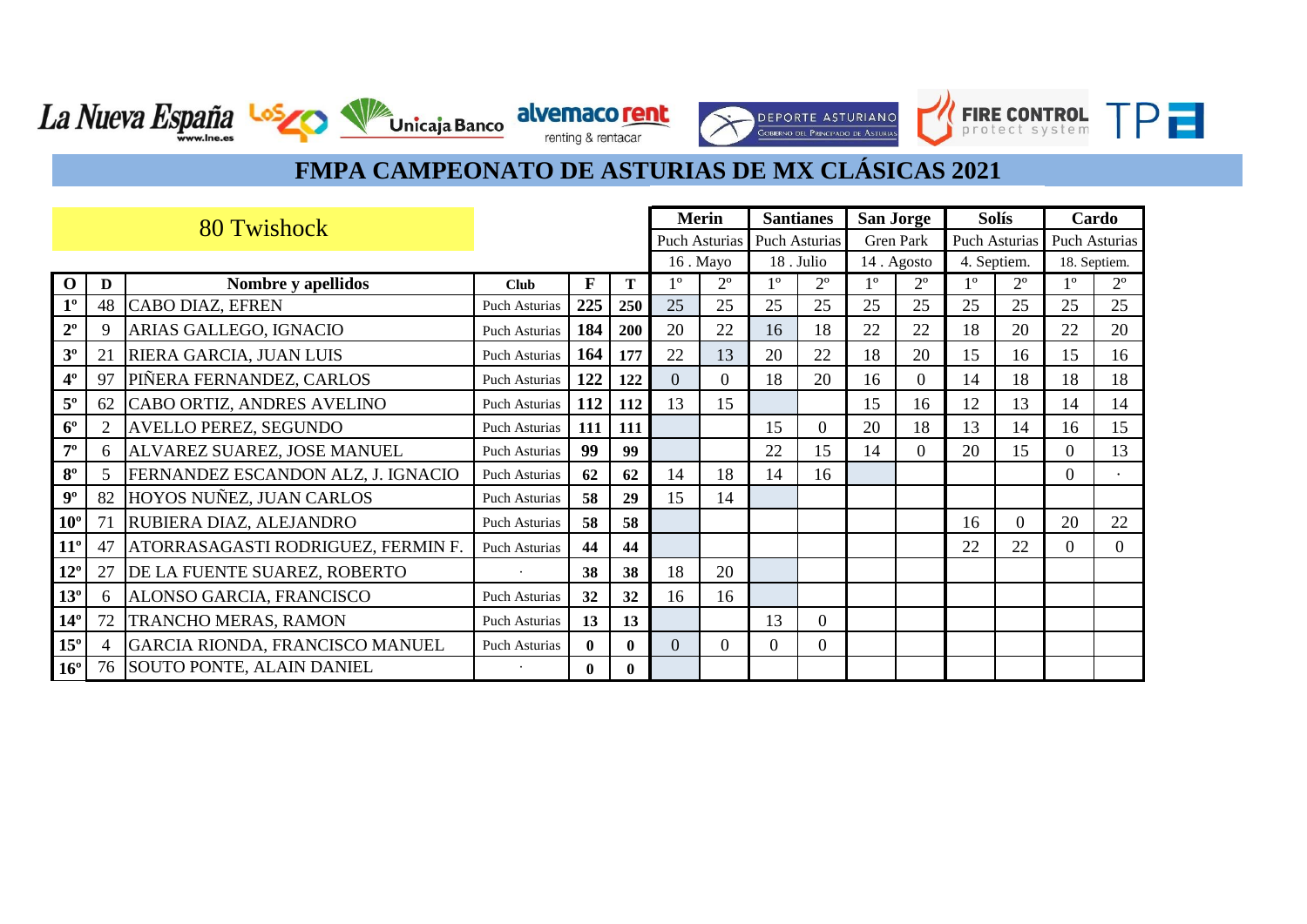# FMPA CAMPEONATO DE ASTURIAS DE MX CLÁSICAS 2021

## 80 Twishock

| | | | | | | Merin | | Santianes | | San Jorge | | Solís | | Cardo | |
|---|---|---|---|---|---|---|---|---|---|---|---|---|---|---|---|
| | | | | | | Puch Asturias | | Puch Asturias | | Gren Park | | Puch Asturias | | Puch Asturias | |
| | | | | | | 16 . Mayo | | 18 . Julio | | 14 . Agosto | | 4. Septiem. | | 18. Septiem. | |
| **O** | **D** | **Nombre y apellidos** | **Club** | **F** | **T** | 1º | 2º | 1º | 2º | 1º | 2º | 1º | 2º | 1º | 2º |
| **1º** | 48 | CABO DIAZ, EFREN | Puch Asturias | **225** | **250** | 25 | 25 | 25 | 25 | 25 | 25 | 25 | 25 | 25 | 25 |
| **2º** | 9 | ARIAS GALLEGO, IGNACIO | Puch Asturias | **184** | **200** | 20 | 22 | 16 | 18 | 22 | 22 | 18 | 20 | 22 | 20 |
| **3º** | 21 | RIERA GARCIA, JUAN LUIS | Puch Asturias | **164** | **177** | 22 | 13 | 20 | 22 | 18 | 20 | 15 | 16 | 15 | 16 |
| **4º** | 97 | PIÑERA FERNANDEZ, CARLOS | Puch Asturias | **122** | **122** | 0 | 0 | 18 | 20 | 16 | 0 | 14 | 18 | 18 | 18 |
| **5º** | 62 | CABO ORTIZ, ANDRES AVELINO | Puch Asturias | **112** | **112** | 13 | 15 | | | 15 | 16 | 12 | 13 | 14 | 14 |
| **6º** | 2 | AVELLO PEREZ, SEGUNDO | Puch Asturias | **111** | **111** | | | 15 | 0 | 20 | 18 | 13 | 14 | 16 | 15 |
| **7º** | 6 | ALVAREZ SUAREZ, JOSE MANUEL | Puch Asturias | **99** | **99** | | | 22 | 15 | 14 | 0 | 20 | 15 | 0 | 13 |
| **8º** | 5 | FERNANDEZ ESCANDON ALZ, J. IGNACIO | Puch Asturias | **62** | **62** | 14 | 18 | 14 | 16 | | | | | 0 | · |
| **9º** | 82 | HOYOS NUÑEZ, JUAN CARLOS | Puch Asturias | **58** | **29** | 15 | 14 | | | | | | | | |
| **10º** | 71 | RUBIERA DIAZ, ALEJANDRO | Puch Asturias | **58** | **58** | | | | | | | 16 | 0 | 20 | 22 |
| **11º** | 47 | ATORRASAGASTI RODRIGUEZ, FERMIN F. | Puch Asturias | **44** | **44** | | | | | | | 22 | 22 | 0 | 0 |
| **12º** | 27 | DE LA FUENTE SUAREZ, ROBERTO | · | **38** | **38** | 18 | 20 | | | | | | | | |
| **13º** | 6 | ALONSO GARCIA, FRANCISCO | Puch Asturias | **32** | **32** | 16 | 16 | | | | | | | | |
| **14º** | 72 | TRANCHO MERAS, RAMON | Puch Asturias | **13** | **13** | | | 13 | 0 | | | | | | |
| **15º** | 4 | GARCIA RIONDA, FRANCISCO MANUEL | Puch Asturias | **0** | **0** | 0 | 0 | 0 | 0 | | | | | | |
| **16º** | 76 | SOUTO PONTE, ALAIN DANIEL | · | **0** | **0** | | | | | | | | | | |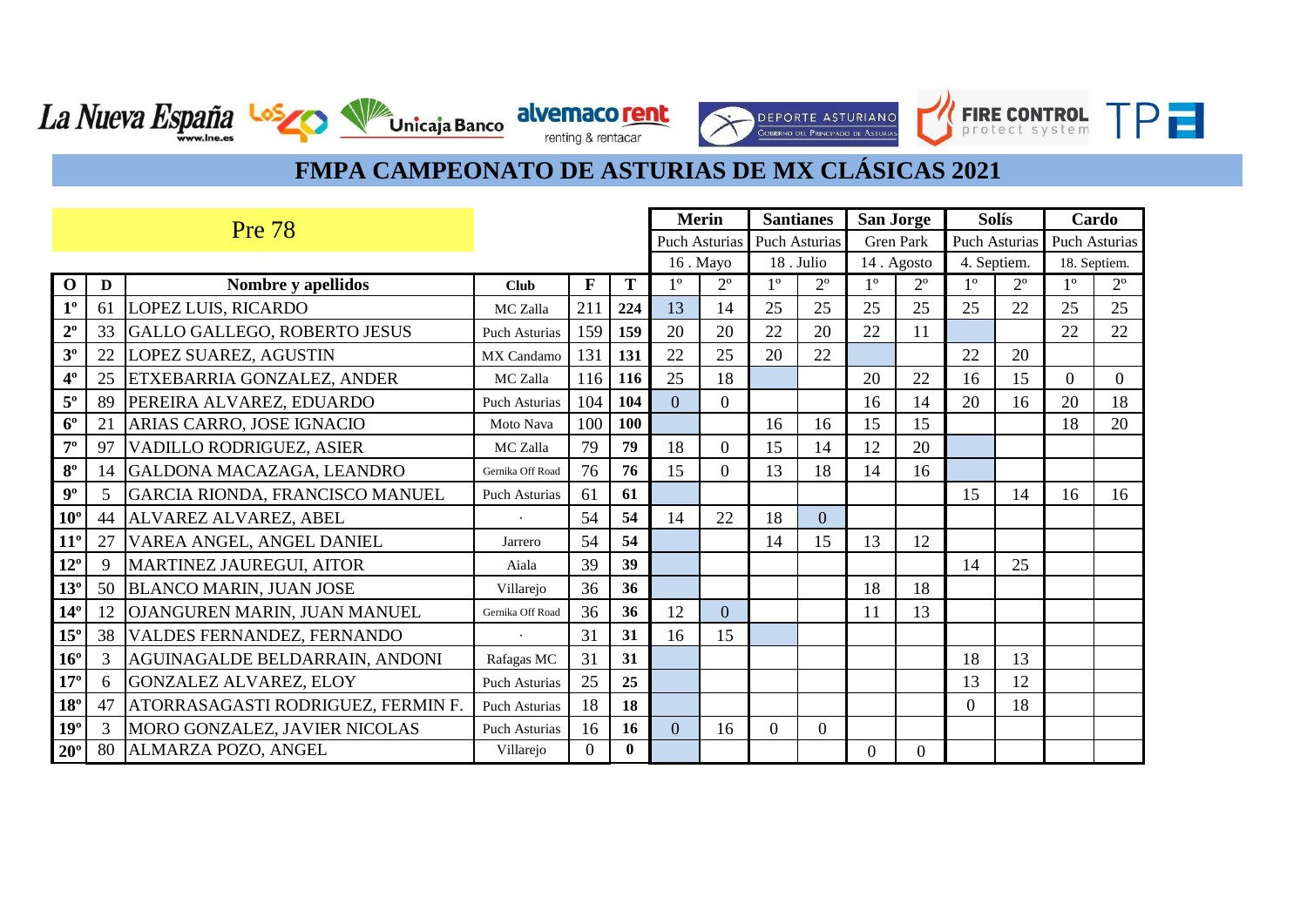# FMPA CAMPEONATO DE ASTURIAS DE MX CLÁSICAS 2021

| Pre 78 | | | | | | Merin | | Santianes | | San Jorge | | Solís | | Cardo | |
|---|---|---|---|---|---|---|---|---|---|---|---|---|---|---|---|
| | | | | | | Puch Asturias | | Puch Asturias | | Gren Park | | Puch Asturias | | Puch Asturias | |
| | | | | | | 16 . Mayo | | 18 . Julio | | 14 . Agosto | | 4. Septiem. | | 18. Septiem. | |
| **O** | **D** | **Nombre y apellidos** | **Club** | **F** | **T** | 1º | 2º | 1º | 2º | 1º | 2º | 1º | 2º | 1º | 2º |
| **1º** | 61 | LOPEZ LUIS, RICARDO | MC Zalla | 211 | **224** | 13 | 14 | 25 | 25 | 25 | 25 | 25 | 22 | 25 | 25 |
| **2º** | 33 | GALLO GALLEGO, ROBERTO JESUS | Puch Asturias | 159 | **159** | 20 | 20 | 22 | 20 | 22 | 11 | | | 22 | 22 |
| **3º** | 22 | LOPEZ SUAREZ, AGUSTIN | MX Candamo | 131 | **131** | 22 | 25 | 20 | 22 | | | 22 | 20 | | |
| **4º** | 25 | ETXEBARRIA GONZALEZ, ANDER | MC Zalla | 116 | **116** | 25 | 18 | | | 20 | 22 | 16 | 15 | 0 | 0 |
| **5º** | 89 | PEREIRA ALVAREZ, EDUARDO | Puch Asturias | 104 | **104** | 0 | 0 | | | 16 | 14 | 20 | 16 | 20 | 18 |
| **6º** | 21 | ARIAS CARRO, JOSE IGNACIO | Moto Nava | 100 | **100** | | | 16 | 16 | 15 | 15 | | | 18 | 20 |
| **7º** | 97 | VADILLO RODRIGUEZ, ASIER | MC Zalla | 79 | **79** | 18 | 0 | 15 | 14 | 12 | 20 | | | | |
| **8º** | 14 | GALDONA MACAZAGA, LEANDRO | Gernika Off Road | 76 | **76** | 15 | 0 | 13 | 18 | 14 | 16 | | | | |
| **9º** | 5 | GARCIA RIONDA, FRANCISCO MANUEL | Puch Asturias | 61 | **61** | | | | | | | 15 | 14 | 16 | 16 |
| **10º** | 44 | ALVAREZ ALVAREZ, ABEL | · | 54 | **54** | 14 | 22 | 18 | 0 | | | | | | |
| **11º** | 27 | VAREA ANGEL, ANGEL DANIEL | Jarrero | 54 | **54** | | | 14 | 15 | 13 | 12 | | | | |
| **12º** | 9 | MARTINEZ JAUREGUI, AITOR | Aiala | 39 | **39** | | | | | | | 14 | 25 | | |
| **13º** | 50 | BLANCO MARIN, JUAN JOSE | Villarejo | 36 | **36** | | | | | 18 | 18 | | | | |
| **14º** | 12 | OJANGUREN MARIN, JUAN MANUEL | Gernika Off Road | 36 | **36** | 12 | 0 | | | 11 | 13 | | | | |
| **15º** | 38 | VALDES FERNANDEZ, FERNANDO | · | 31 | **31** | 16 | 15 | | | | | | | | |
| **16º** | 3 | AGUINAGALDE BELDARRAIN, ANDONI | Rafagas MC | 31 | **31** | | | | | | | 18 | 13 | | |
| **17º** | 6 | GONZALEZ ALVAREZ, ELOY | Puch Asturias | 25 | **25** | | | | | | | 13 | 12 | | |
| **18º** | 47 | ATORRASAGASTI RODRIGUEZ, FERMIN F. | Puch Asturias | 18 | **18** | | | | | | | 0 | 18 | | |
| **19º** | 3 | MORO GONZALEZ, JAVIER NICOLAS | Puch Asturias | 16 | **16** | 0 | 16 | 0 | 0 | | | | | | |
| **20º** | 80 | ALMARZA POZO, ANGEL | Villarejo | 0 | **0** | | | | | 0 | 0 | | | | |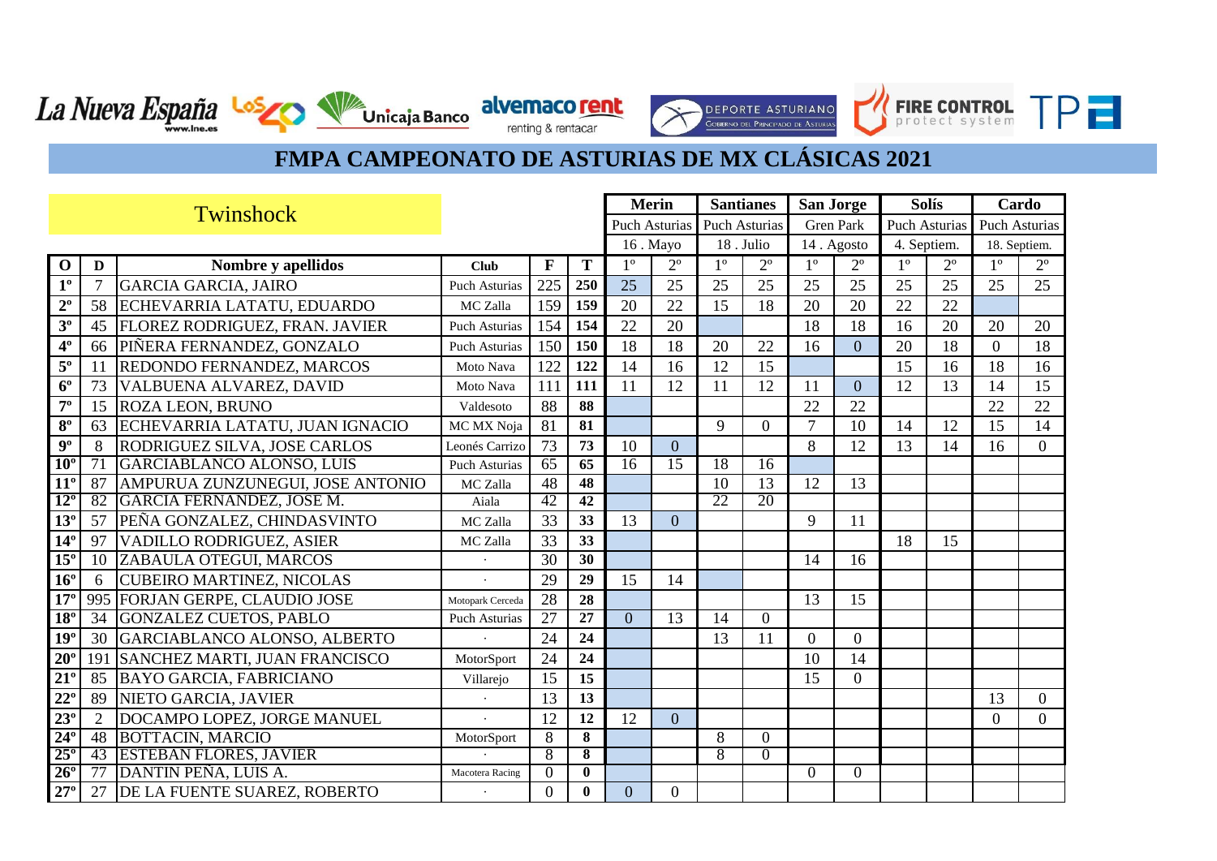# FMPA CAMPEONATO DE ASTURIAS DE MX CLÁSICAS 2021

| Twinshock | | | | | | Merin | | Santianes | | San Jorge | | Solís | | Cardo | |
|---|---|---|---|---|---|---|---|---|---|---|---|---|---|---|---|
| | | | | | | Puch Asturias | | Puch Asturias | | Gren Park | | Puch Asturias | | Puch Asturias | |
| | | | | | | 16 . Mayo | | 18 . Julio | | 14 . Agosto | | 4. Septiem. | | 18. Septiem. | |
| **O** | **D** | **Nombre y apellidos** | **Club** | **F** | **T** | 1º | 2º | 1º | 2º | 1º | 2º | 1º | 2º | 1º | 2º |
| **1º** | 7 | GARCIA GARCIA, JAIRO | Puch Asturias | 225 | **250** | 25 | 25 | 25 | 25 | 25 | 25 | 25 | 25 | 25 | 25 |
| **2º** | 58 | ECHEVARRIA LATATU, EDUARDO | MC Zalla | 159 | **159** | 20 | 22 | 15 | 18 | 20 | 20 | 22 | 22 | | |
| **3º** | 45 | FLOREZ RODRIGUEZ, FRAN. JAVIER | Puch Asturias | 154 | **154** | 22 | 20 | | | 18 | 18 | 16 | 20 | 20 | 20 |
| **4º** | 66 | PIÑERA FERNANDEZ, GONZALO | Puch Asturias | 150 | **150** | 18 | 18 | 20 | 22 | 16 | 0 | 20 | 18 | 0 | 18 |
| **5º** | 11 | REDONDO FERNANDEZ, MARCOS | Moto Nava | 122 | **122** | 14 | 16 | 12 | 15 | | | 15 | 16 | 18 | 16 |
| **6º** | 73 | VALBUENA ALVAREZ, DAVID | Moto Nava | 111 | **111** | 11 | 12 | 11 | 12 | 11 | 0 | 12 | 13 | 14 | 15 |
| **7º** | 15 | ROZA LEON, BRUNO | Valdesoto | 88 | **88** | | | | | 22 | 22 | | | 22 | 22 |
| **8º** | 63 | ECHEVARRIA LATATU, JUAN IGNACIO | MC MX Noja | 81 | **81** | | | 9 | 0 | 7 | 10 | 14 | 12 | 15 | 14 |
| **9º** | 8 | RODRIGUEZ SILVA, JOSE CARLOS | Leonés Carrizo | 73 | **73** | 10 | 0 | | | 8 | 12 | 13 | 14 | 16 | 0 |
| **10º** | 71 | GARCIABLANCO ALONSO, LUIS | Puch Asturias | 65 | **65** | 16 | 15 | 18 | 16 | | | | | | |
| **11º** | 87 | AMPURUA ZUNZUNEGUI, JOSE ANTONIO | MC Zalla | 48 | **48** | | | 10 | 13 | 12 | 13 | | | | |
| **12º** | 82 | GARCIA FERNANDEZ, JOSE M. | Aiala | 42 | **42** | | | 22 | 20 | | | | | | |
| **13º** | 57 | PEÑA GONZALEZ, CHINDASVINTO | MC Zalla | 33 | **33** | 13 | 0 | | | 9 | 11 | | | | |
| **14º** | 97 | VADILLO RODRIGUEZ, ASIER | MC Zalla | 33 | **33** | | | | | | | 18 | 15 | | |
| **15º** | 10 | ZABAULA OTEGUI, MARCOS | . | 30 | **30** | | | | | 14 | 16 | | | | |
| **16º** | 6 | CUBEIRO MARTINEZ, NICOLAS | . | 29 | **29** | 15 | 14 | | | | | | | | |
| **17º** | 995 | FORJAN GERPE, CLAUDIO JOSE | Motopark Cerceda | 28 | **28** | | | | | 13 | 15 | | | | |
| **18º** | 34 | GONZALEZ CUETOS, PABLO | Puch Asturias | 27 | **27** | 0 | 13 | 14 | 0 | | | | | | |
| **19º** | 30 | GARCIABLANCO ALONSO, ALBERTO | . | 24 | **24** | | | 13 | 11 | 0 | 0 | | | | |
| **20º** | 191 | SANCHEZ MARTI, JUAN FRANCISCO | MotorSport | 24 | **24** | | | | | 10 | 14 | | | | |
| **21º** | 85 | BAYO GARCIA, FABRICIANO | Villarejo | 15 | **15** | | | | | 15 | 0 | | | | |
| **22º** | 89 | NIETO GARCIA, JAVIER | . | 13 | **13** | | | | | | | | | 13 | 0 |
| **23º** | 2 | DOCAMPO LOPEZ, JORGE MANUEL | . | 12 | **12** | 12 | 0 | | | | | | | 0 | 0 |
| **24º** | 48 | BOTTACIN, MARCIO | MotorSport | 8 | **8** | | | 8 | 0 | | | | | | |
| **25º** | 43 | ESTEBAN FLORES, JAVIER | . | 8 | **8** | | | 8 | 0 | | | | | | |
| **26º** | 77 | DANTIN PEÑA, LUIS A. | Macotera Racing | 0 | **0** | | | | | 0 | 0 | | | | |
| **27º** | 27 | DE LA FUENTE SUAREZ, ROBERTO | . | 0 | **0** | 0 | 0 | | | | | | | | |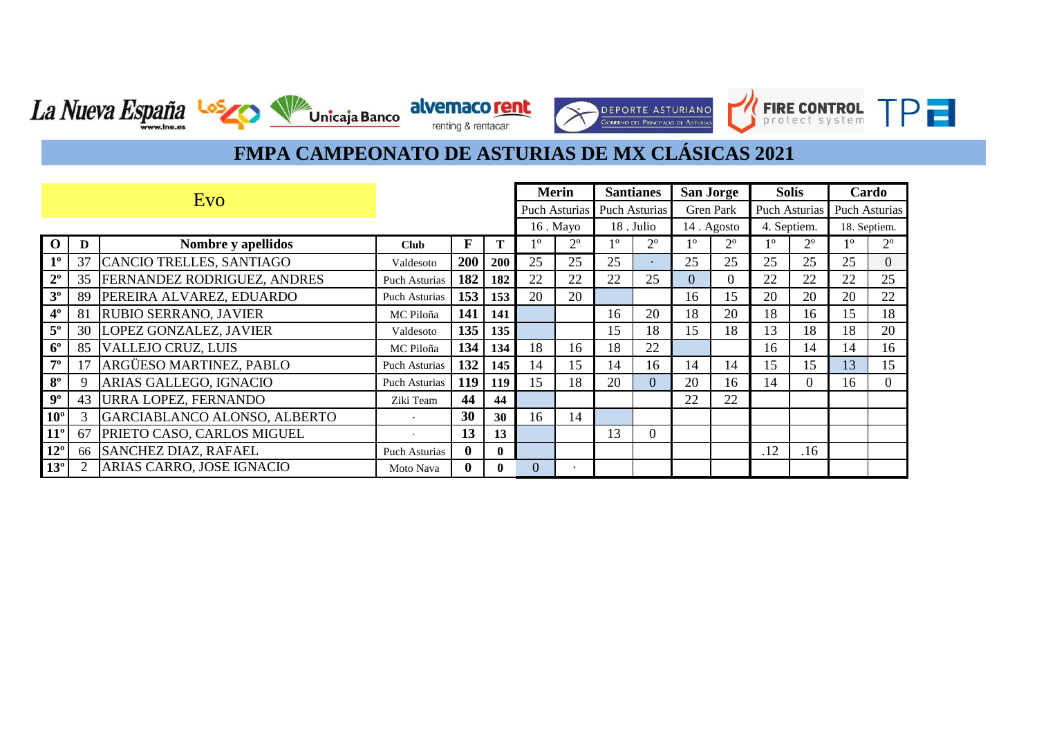# FMPA CAMPEONATO DE ASTURIAS DE MX CLÁSICAS 2021

## Evo

| O | D | Nombre y apellidos | Club | F | T | Merin | | Santianes | | San Jorge | | Solís | | Cardo | |
|---|---|---|---|---|---|---|---|---|---|---|---|---|---|---|---|
| | | | | | | Puch Asturias | | Puch Asturias | | Gren Park | | Puch Asturias | | Puch Asturias | |
| | | | | | | 16 . Mayo | | 18 . Julio | | 14 . Agosto | | 4. Septiem. | | 18. Septiem. | |
| | | | | | | 1º | 2º | 1º | 2º | 1º | 2º | 1º | 2º | 1º | 2º |
| 1º | 37 | CANCIO TRELLES, SANTIAGO | Valdesoto | 200 | 200 | 25 | 25 | 25 | . | 25 | 25 | 25 | 25 | 25 | 0 |
| 2º | 35 | FERNANDEZ RODRIGUEZ, ANDRES | Puch Asturias | 182 | 182 | 22 | 22 | 22 | 25 | 0 | 0 | 22 | 22 | 22 | 25 |
| 3º | 89 | PEREIRA ALVAREZ, EDUARDO | Puch Asturias | 153 | 153 | 20 | 20 | | | 16 | 15 | 20 | 20 | 20 | 22 |
| 4º | 81 | RUBIO SERRANO, JAVIER | MC Piloña | 141 | 141 | | | 16 | 20 | 18 | 20 | 18 | 16 | 15 | 18 |
| 5º | 30 | LOPEZ GONZALEZ, JAVIER | Valdesoto | 135 | 135 | | | 15 | 18 | 15 | 18 | 13 | 18 | 18 | 20 |
| 6º | 85 | VALLEJO CRUZ, LUIS | MC Piloña | 134 | 134 | 18 | 16 | 18 | 22 | | | 16 | 14 | 14 | 16 |
| 7º | 17 | ARGÜESO MARTINEZ, PABLO | Puch Asturias | 132 | 145 | 14 | 15 | 14 | 16 | 14 | 14 | 15 | 15 | 13 | 15 |
| 8º | 9 | ARIAS GALLEGO, IGNACIO | Puch Asturias | 119 | 119 | 15 | 18 | 20 | 0 | 20 | 16 | 14 | 0 | 16 | 0 |
| 9º | 43 | URRA LOPEZ, FERNANDO | Ziki Team | 44 | 44 | | | | | 22 | 22 | | | | |
| 10º | 3 | GARCIABLANCO ALONSO, ALBERTO | . | 30 | 30 | 16 | 14 | | | | | | | | |
| 11º | 67 | PRIETO CASO, CARLOS MIGUEL | . | 13 | 13 | | | 13 | 0 | | | | | | |
| 12º | 66 | SANCHEZ DIAZ, RAFAEL | Puch Asturias | 0 | 0 | | | | | | | .12 | .16 | | |
| 13º | 2 | ARIAS CARRO, JOSE IGNACIO | Moto Nava | 0 | 0 | 0 | . | | | | | | | | |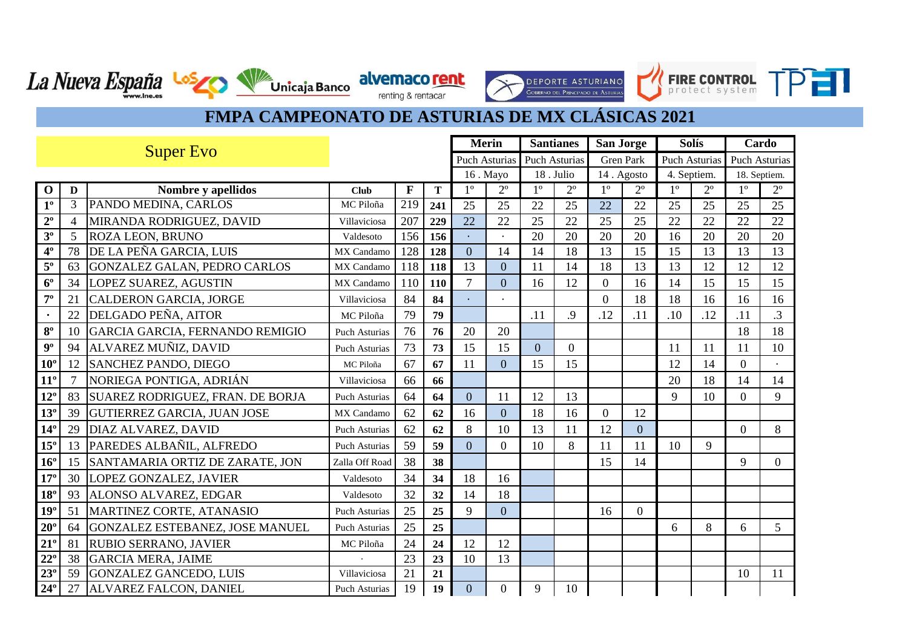# FMPA CAMPEONATO DE ASTURIAS DE MX CLÁSICAS 2021

## Super Evo

| | | | | | | Merin | | Santianes | | San Jorge | | Solís | | Cardo | |
|---|---|---|---|---|---|---|---|---|---|---|---|---|---|---|---|
| | | | | | | Puch Asturias | | Puch Asturias | | Gren Park | | Puch Asturias | | Puch Asturias | |
| | | | | | | 16 . Mayo | | 18 . Julio | | 14 . Agosto | | 4. Septiem. | | 18. Septiem. | |
| **O** | **D** | **Nombre y apellidos** | **Club** | **F** | **T** | 1º | 2º | 1º | 2º | 1º | 2º | 1º | 2º | 1º | 2º |
| **1º** | 3 | PANDO MEDINA, CARLOS | MC Piloña | 219 | **241** | 25 | 25 | 22 | 25 | 22 | 22 | 25 | 25 | 25 | 25 |
| **2º** | 4 | MIRANDA RODRIGUEZ, DAVID | Villaviciosa | 207 | **229** | 22 | 22 | 25 | 22 | 25 | 25 | 22 | 22 | 22 | 22 |
| **3º** | 5 | ROZA LEON, BRUNO | Valdesoto | 156 | **156** | . | . | 20 | 20 | 20 | 20 | 16 | 20 | 20 | 20 |
| **4º** | 78 | DE LA PEÑA GARCIA, LUIS | MX Candamo | 128 | **128** | 0 | 14 | 14 | 18 | 13 | 15 | 15 | 13 | 13 | 13 |
| **5º** | 63 | GONZALEZ GALAN, PEDRO CARLOS | MX Candamo | 118 | **118** | 13 | 0 | 11 | 14 | 18 | 13 | 13 | 12 | 12 | 12 |
| **6º** | 34 | LOPEZ SUAREZ, AGUSTIN | MX Candamo | 110 | **110** | 7 | 0 | 16 | 12 | 0 | 16 | 14 | 15 | 15 | 15 |
| **7º** | 21 | CALDERON GARCIA, JORGE | Villaviciosa | 84 | **84** | . | . | | | 0 | 18 | 18 | 16 | 16 | 16 |
| **.** | 22 | DELGADO PEÑA, AITOR | MC Piloña | 79 | **79** | | | .11 | .9 | .12 | .11 | .10 | .12 | .11 | .3 |
| **8º** | 10 | GARCIA GARCIA, FERNANDO REMIGIO | Puch Asturias | 76 | **76** | 20 | 20 | | | | | | | 18 | 18 |
| **9º** | 94 | ALVAREZ MUÑIZ, DAVID | Puch Asturias | 73 | **73** | 15 | 15 | 0 | 0 | | | 11 | 11 | 11 | 10 |
| **10º** | 12 | SANCHEZ PANDO, DIEGO | MC Piloña | 67 | **67** | 11 | 0 | 15 | 15 | | | 12 | 14 | 0 | . |
| **11º** | 7 | NORIEGA PONTIGA, ADRIÁN | Villaviciosa | 66 | **66** | | | | | | | 20 | 18 | 14 | 14 |
| **12º** | 83 | SUAREZ RODRIGUEZ, FRAN. DE BORJA | Puch Asturias | 64 | **64** | 0 | 11 | 12 | 13 | | | 9 | 10 | 0 | 9 |
| **13º** | 39 | GUTIERREZ GARCIA, JUAN JOSE | MX Candamo | 62 | **62** | 16 | 0 | 18 | 16 | 0 | 12 | | | | |
| **14º** | 29 | DIAZ ALVAREZ, DAVID | Puch Asturias | 62 | **62** | 8 | 10 | 13 | 11 | 12 | 0 | | | 0 | 8 |
| **15º** | 13 | PAREDES ALBAÑIL, ALFREDO | Puch Asturias | 59 | **59** | 0 | 0 | 10 | 8 | 11 | 11 | 10 | 9 | | |
| **16º** | 15 | SANTAMARIA ORTIZ DE ZARATE, JON | Zalla Off Road | 38 | **38** | | | | | 15 | 14 | | | 9 | 0 |
| **17º** | 30 | LOPEZ GONZALEZ, JAVIER | Valdesoto | 34 | **34** | 18 | 16 | | | | | | | | |
| **18º** | 93 | ALONSO ALVAREZ, EDGAR | Valdesoto | 32 | **32** | 14 | 18 | | | | | | | | |
| **19º** | 51 | MARTINEZ CORTE, ATANASIO | Puch Asturias | 25 | **25** | 9 | 0 | | | 16 | 0 | | | | |
| **20º** | 64 | GONZALEZ ESTEBANEZ, JOSE MANUEL | Puch Asturias | 25 | **25** | | | | | | | 6 | 8 | 6 | 5 |
| **21º** | 81 | RUBIO SERRANO, JAVIER | MC Piloña | 24 | **24** | 12 | 12 | | | | | | | | |
| **22º** | 38 | GARCIA MERA, JAIME | . | 23 | **23** | 10 | 13 | | | | | | | | |
| **23º** | 59 | GONZALEZ GANCEDO, LUIS | Villaviciosa | 21 | **21** | | | | | | | | | 10 | 11 |
| **24º** | 27 | ALVAREZ FALCON, DANIEL | Puch Asturias | 19 | **19** | 0 | 0 | 9 | 10 | | | | | | |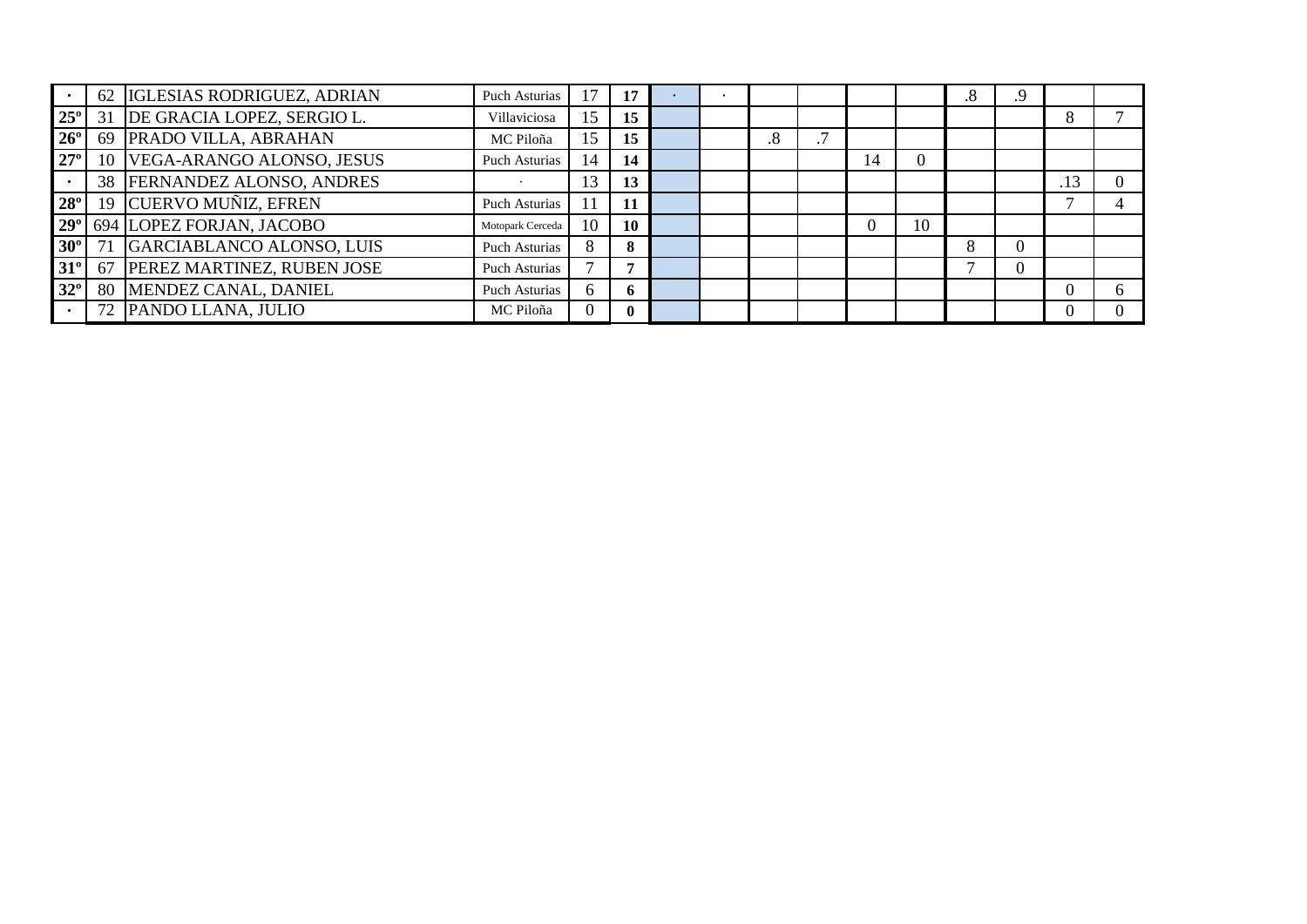| | | | | | | | | | | | | | | | | |
|---|---|---|---|---|---|---|---|---|---|---|---|---|---|---|---|---|
| · | 62 | IGLESIAS RODRIGUEZ, ADRIAN | Puch Asturias | 17 | **17** | · | · | | | | | .8 | .9 | | |
| **25º** | 31 | DE GRACIA LOPEZ, SERGIO L. | Villaviciosa | 15 | **15** | | | | | | | | | 8 | 7 |
| **26º** | 69 | PRADO VILLA, ABRAHAN | MC Piloña | 15 | **15** | | | .8 | .7 | | | | | | |
| **27º** | 10 | VEGA-ARANGO ALONSO, JESUS | Puch Asturias | 14 | **14** | | | | | 14 | 0 | | | | |
| · | 38 | FERNANDEZ ALONSO, ANDRES | · | 13 | **13** | | | | | | | | | .13 | 0 |
| **28º** | 19 | CUERVO MUÑIZ, EFREN | Puch Asturias | 11 | **11** | | | | | | | | | 7 | 4 |
| **29º** | 694 | LOPEZ FORJAN, JACOBO | Motopark Cerceda | 10 | **10** | | | | | 0 | 10 | | | | |
| **30º** | 71 | GARCIABLANCO ALONSO, LUIS | Puch Asturias | 8 | **8** | | | | | | | 8 | 0 | | |
| **31º** | 67 | PEREZ MARTINEZ, RUBEN JOSE | Puch Asturias | 7 | **7** | | | | | | | 7 | 0 | | |
| **32º** | 80 | MENDEZ CANAL, DANIEL | Puch Asturias | 6 | **6** | | | | | | | | | 0 | 6 |
| · | 72 | PANDO LLANA, JULIO | MC Piloña | 0 | **0** | | | | | | | | | 0 | 0 |